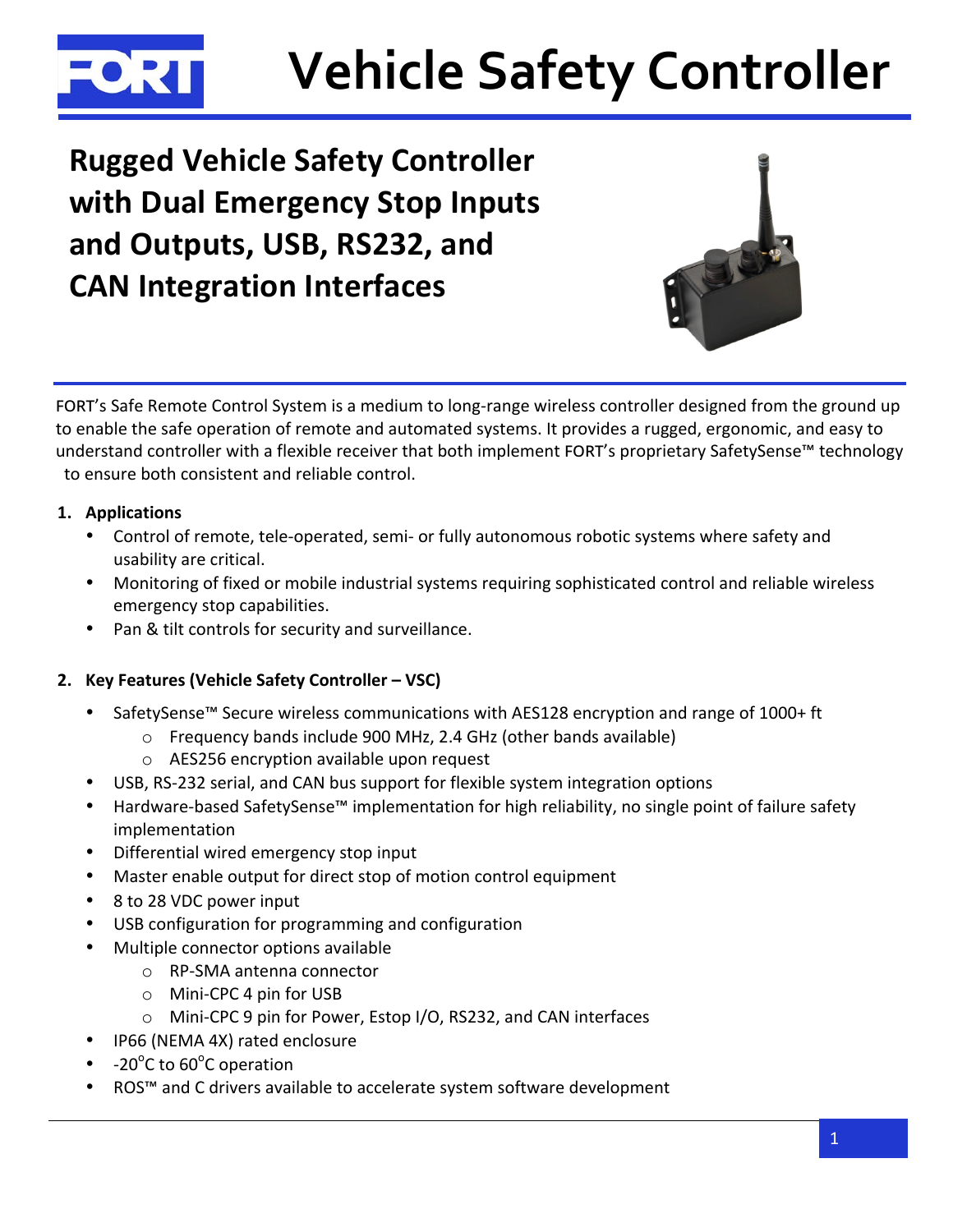# Vehicle Safety Controller

## Rugged Vehicle Safety Controller with Dual Emergency Stop Inputs and Outputs, USB, RS232, and CAN Integration Interfaces

FORT's Safe Remote Control System is a medium to long-range wireless controller designed from the ground up to enable the safe operation of remote and automated systems. It provides a rugged, ergonomic, and easy to understand controller with a flexible receiver that both implement FORT's proprietary SafetySense™ technology to ensure both consistent and reliable control.

### 1. Applications

- Control of remote, tele-operated, semi- or fully autonomous robotic systems where safety and usability are critical.
- Monitoring of fixed or mobile industrial systems requiring sophisticated control and reliable wireless emergency stop capabilities.
- Pan & tilt controls for security and surveillance.

### 2. Key Features (Vehicle Safety Controller – VSC)

- SafetySense™ Secure wireless communications with AES128 encryption and range of 1000+ ft
  - Frequency bands include 900 MHz, 2.4 GHz (other bands available)
  - AES256 encryption available upon request
- USB, RS-232 serial, and CAN bus support for flexible system integration options
- Hardware-based SafetySense™ implementation for high reliability, no single point of failure safety implementation
- Differential wired emergency stop input
- Master enable output for direct stop of motion control equipment
- 8 to 28 VDC power input
- USB configuration for programming and configuration
- Multiple connector options available
  - RP-SMA antenna connector
  - Mini-CPC 4 pin for USB
  - Mini-CPC 9 pin for Power, Estop I/O, RS232, and CAN interfaces
- IP66 (NEMA 4X) rated enclosure
- -20°C to 60°C operation
- ROS™ and C drivers available to accelerate system software development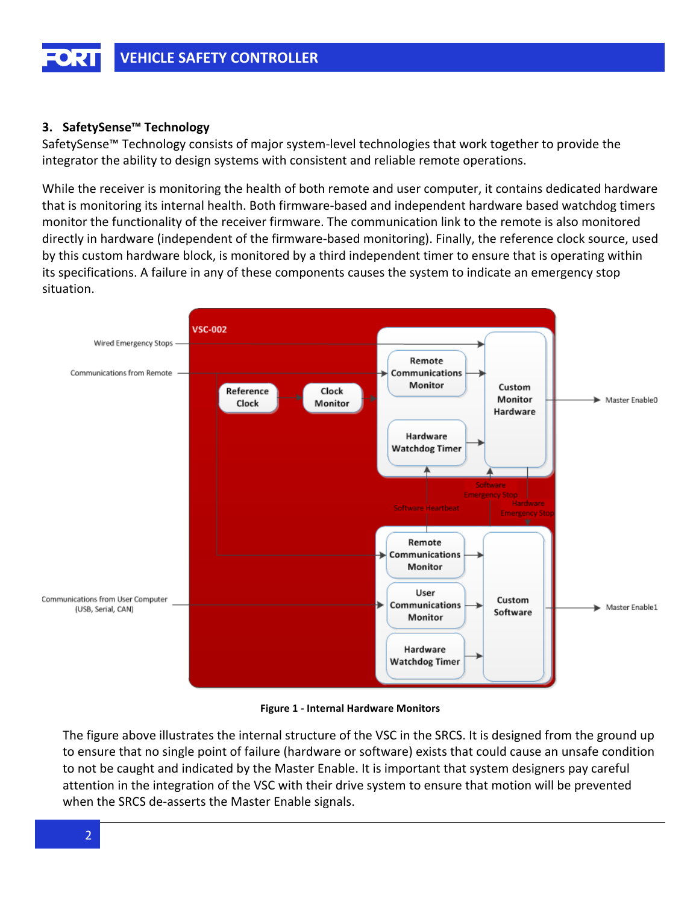## 3. SafetySense™ Technology

SafetySense™ Technology consists of major system-level technologies that work together to provide the integrator the ability to design systems with consistent and reliable remote operations.

While the receiver is monitoring the health of both remote and user computer, it contains dedicated hardware that is monitoring its internal health. Both firmware-based and independent hardware based watchdog timers monitor the functionality of the receiver firmware. The communication link to the remote is also monitored directly in hardware (independent of the firmware-based monitoring). Finally, the reference clock source, used by this custom hardware block, is monitored by a third independent timer to ensure that is operating within its specifications. A failure in any of these components causes the system to indicate an emergency stop situation.

**Figure 1 - Internal Hardware Monitors**

The figure above illustrates the internal structure of the VSC in the SRCS. It is designed from the ground up to ensure that no single point of failure (hardware or software) exists that could cause an unsafe condition to not be caught and indicated by the Master Enable. It is important that system designers pay careful attention in the integration of the VSC with their drive system to ensure that motion will be prevented when the SRCS de-asserts the Master Enable signals.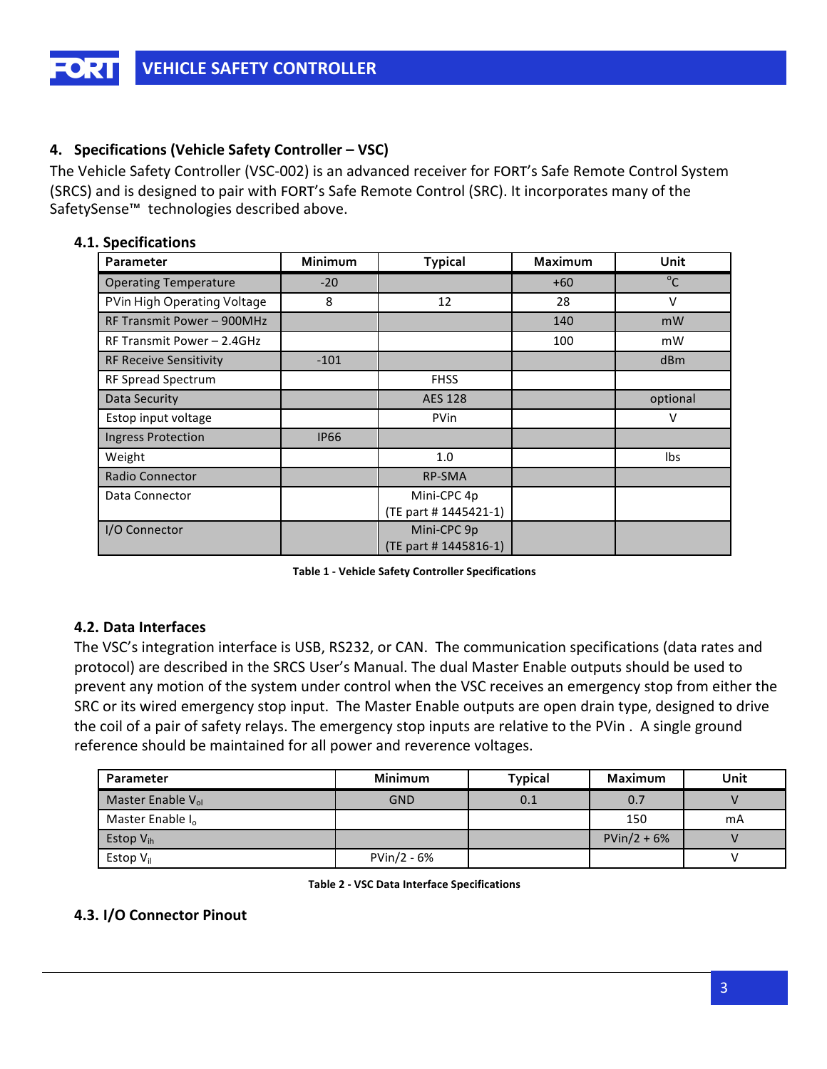## 4. Specifications (Vehicle Safety Controller – VSC)

The Vehicle Safety Controller (VSC-002) is an advanced receiver for FORT's Safe Remote Control System (SRCS) and is designed to pair with FORT's Safe Remote Control (SRC). It incorporates many of the SafetySense™ technologies described above.

### 4.1. Specifications

| Parameter | Minimum | Typical | Maximum | Unit |
|---|---|---|---|---|
| Operating Temperature | -20 | | +60 | °C |
| PVin High Operating Voltage | 8 | 12 | 28 | V |
| RF Transmit Power – 900MHz | | | 140 | mW |
| RF Transmit Power – 2.4GHz | | | 100 | mW |
| RF Receive Sensitivity | -101 | | | dBm |
| RF Spread Spectrum | | FHSS | | |
| Data Security | | AES 128 | | optional |
| Estop input voltage | | PVin | | V |
| Ingress Protection | IP66 | | | |
| Weight | | 1.0 | | lbs |
| Radio Connector | | RP-SMA | | |
| Data Connector | | Mini-CPC 4p (TE part # 1445421-1) | | |
| I/O Connector | | Mini-CPC 9p (TE part # 1445816-1) | | |

**Table 1 - Vehicle Safety Controller Specifications**

### 4.2. Data Interfaces

The VSC's integration interface is USB, RS232, or CAN. The communication specifications (data rates and protocol) are described in the SRCS User's Manual. The dual Master Enable outputs should be used to prevent any motion of the system under control when the VSC receives an emergency stop from either the SRC or its wired emergency stop input. The Master Enable outputs are open drain type, designed to drive the coil of a pair of safety relays. The emergency stop inputs are relative to the PVin . A single ground reference should be maintained for all power and reverence voltages.

| Parameter | Minimum | Typical | Maximum | Unit |
|---|---|---|---|---|
| Master Enable $V_{ol}$ | GND | 0.1 | 0.7 | V |
| Master Enable $I_o$ | | | 150 | mA |
| Estop $V_{ih}$ | | | PVin/2 + 6% | V |
| Estop $V_{il}$ | PVin/2 - 6% | | | V |

**Table 2 - VSC Data Interface Specifications**

### 4.3. I/O Connector Pinout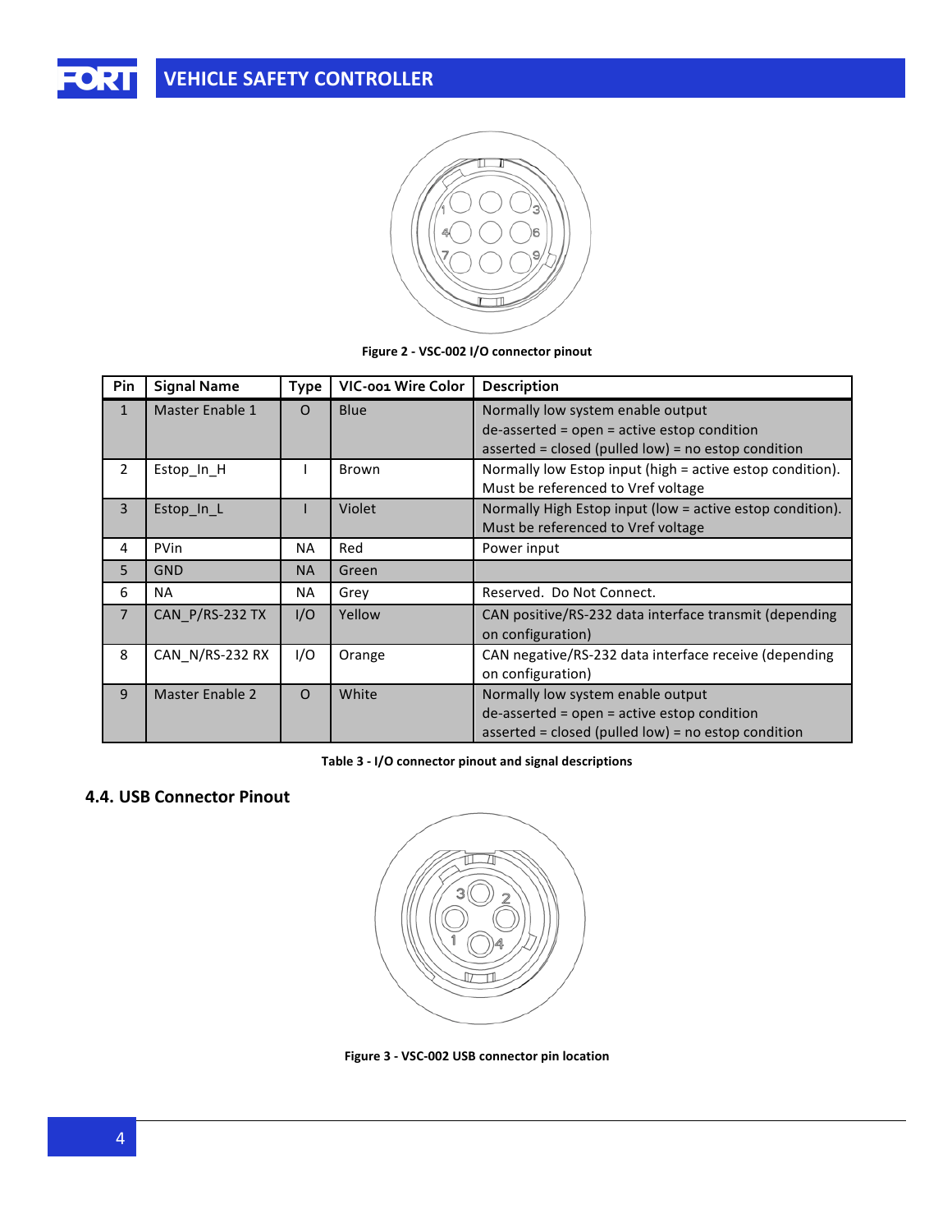Figure 2 - VSC-002 I/O connector pinout

| Pin | Signal Name | Type | VIC-001 Wire Color | Description |
|---|---|---|---|---|
| 1 | Master Enable 1 | O | Blue | Normally low system enable output<br>de-asserted = open = active estop condition<br>asserted = closed (pulled low) = no estop condition |
| 2 | Estop_In_H | I | Brown | Normally low Estop input (high = active estop condition). Must be referenced to Vref voltage |
| 3 | Estop_In_L | I | Violet | Normally High Estop input (low = active estop condition). Must be referenced to Vref voltage |
| 4 | PVin | NA | Red | Power input |
| 5 | GND | NA | Green | |
| 6 | NA | NA | Grey | Reserved.  Do Not Connect. |
| 7 | CAN_P/RS-232 TX | I/O | Yellow | CAN positive/RS-232 data interface transmit (depending on configuration) |
| 8 | CAN_N/RS-232 RX | I/O | Orange | CAN negative/RS-232 data interface receive (depending on configuration) |
| 9 | Master Enable 2 | O | White | Normally low system enable output<br>de-asserted = open = active estop condition<br>asserted = closed (pulled low) = no estop condition |

Table 3 - I/O connector pinout and signal descriptions

## 4.4. USB Connector Pinout

Figure 3 - VSC-002 USB connector pin location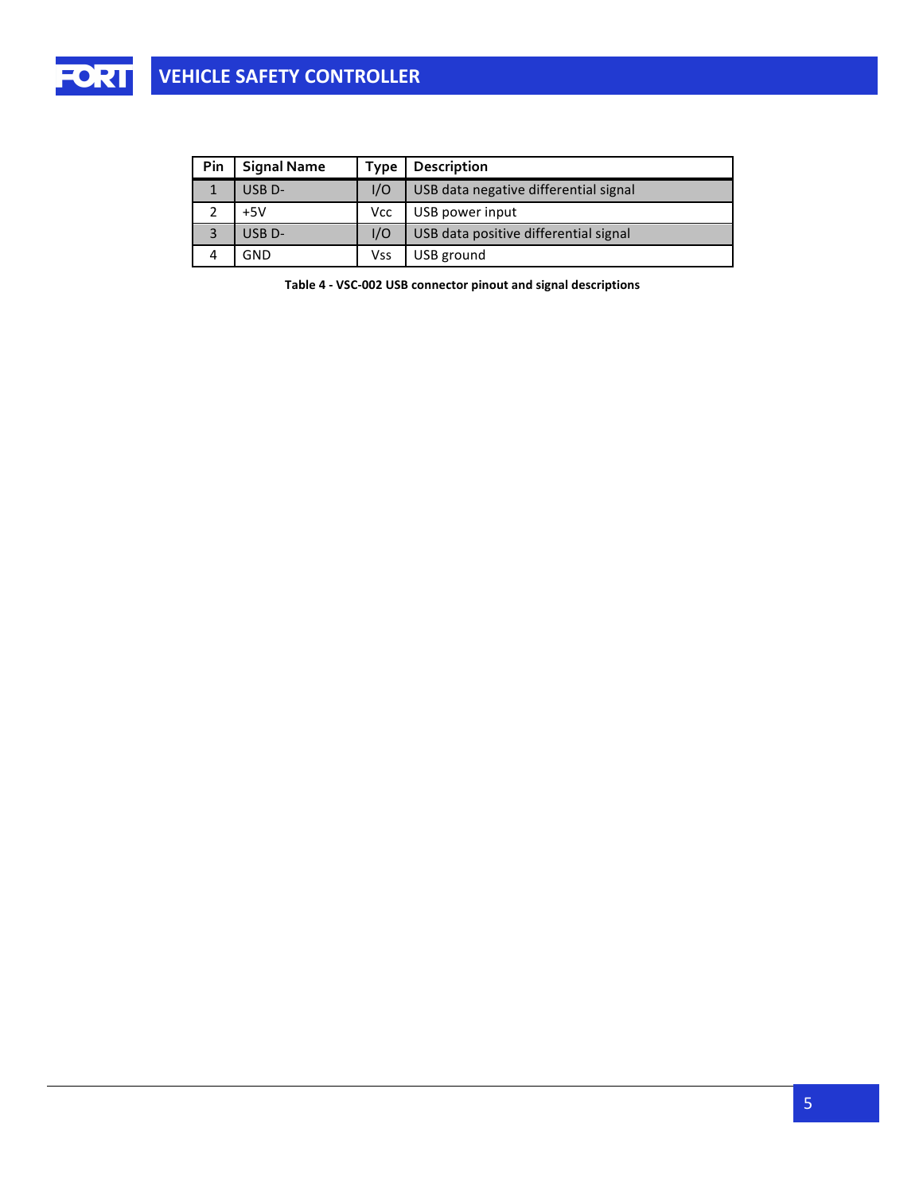| Pin | Signal Name | Type | Description |
| --- | --- | --- | --- |
| 1 | USB D- | I/O | USB data negative differential signal |
| 2 | +5V | Vcc | USB power input |
| 3 | USB D- | I/O | USB data positive differential signal |
| 4 | GND | Vss | USB ground |

**Table 4 - VSC-002 USB connector pinout and signal descriptions**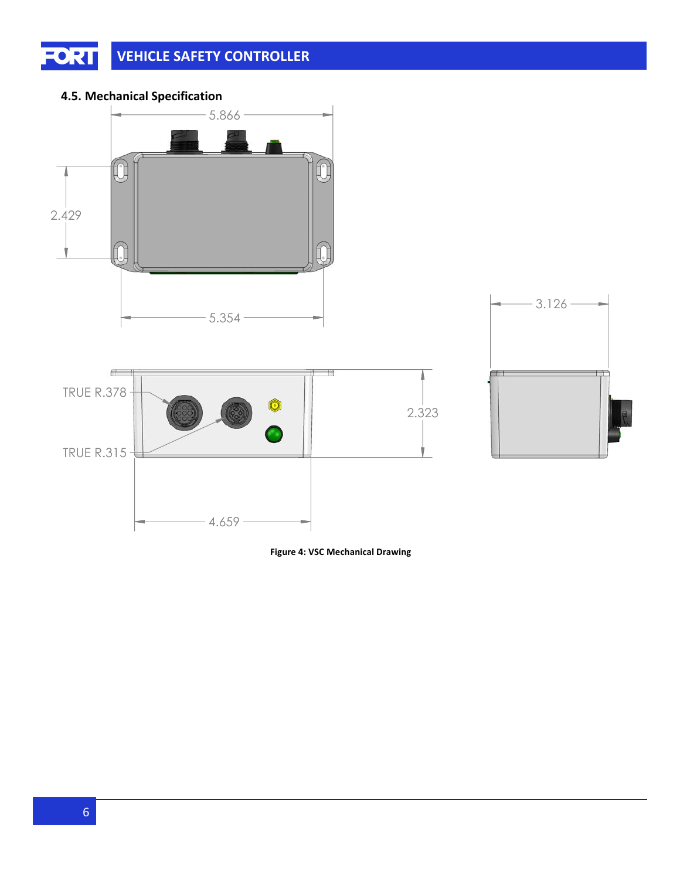### 4.5. Mechanical Specification

5.866

2.429

5.354

3.126

TRUE R.378

TRUE R.315

2.323

4.659

**Figure 4: VSC Mechanical Drawing**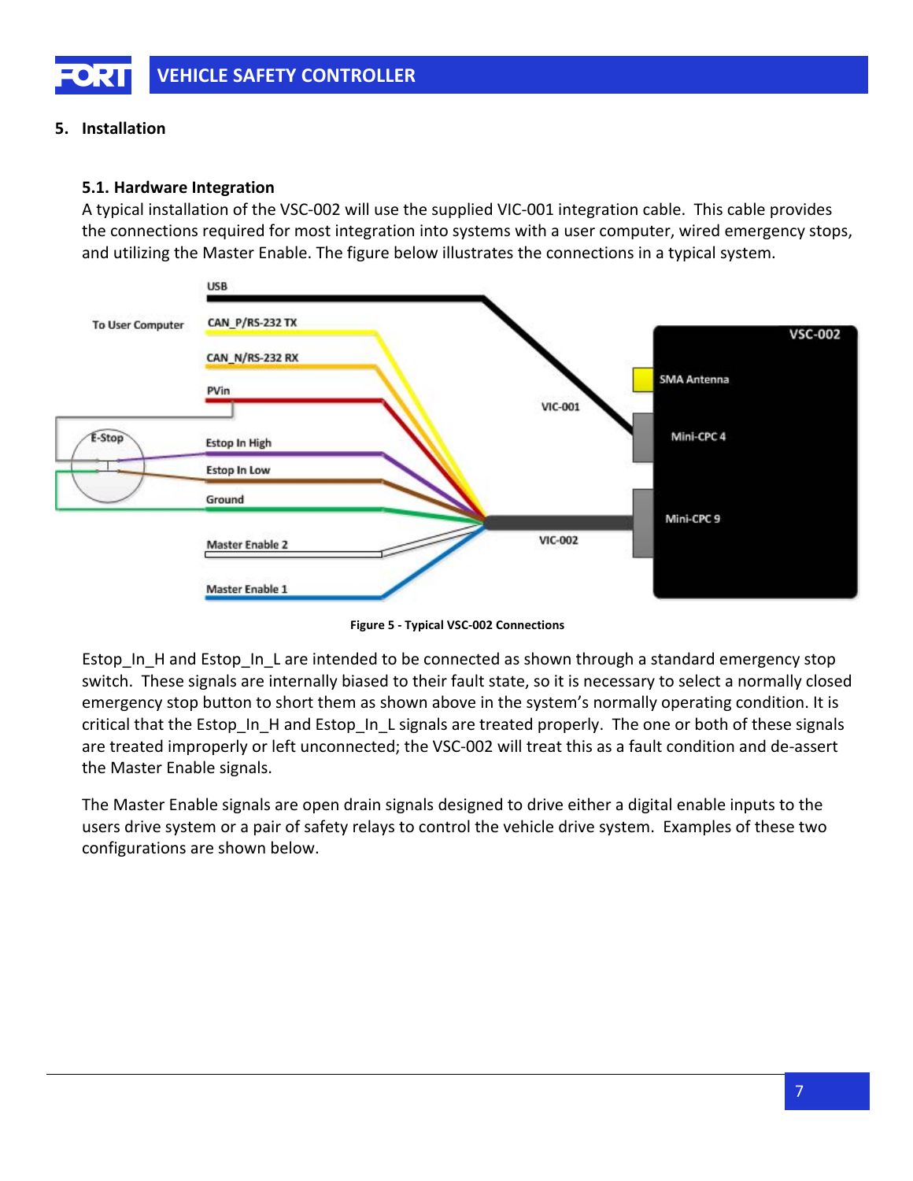## 5. Installation

### 5.1. Hardware Integration

A typical installation of the VSC-002 will use the supplied VIC-001 integration cable. This cable provides the connections required for most integration into systems with a user computer, wired emergency stops, and utilizing the Master Enable. The figure below illustrates the connections in a typical system.

**Figure 5 - Typical VSC-002 Connections**

Estop_In_H and Estop_In_L are intended to be connected as shown through a standard emergency stop switch. These signals are internally biased to their fault state, so it is necessary to select a normally closed emergency stop button to short them as shown above in the system's normally operating condition. It is critical that the Estop_In_H and Estop_In_L signals are treated properly. The one or both of these signals are treated improperly or left unconnected; the VSC-002 will treat this as a fault condition and de-assert the Master Enable signals.

The Master Enable signals are open drain signals designed to drive either a digital enable inputs to the users drive system or a pair of safety relays to control the vehicle drive system. Examples of these two configurations are shown below.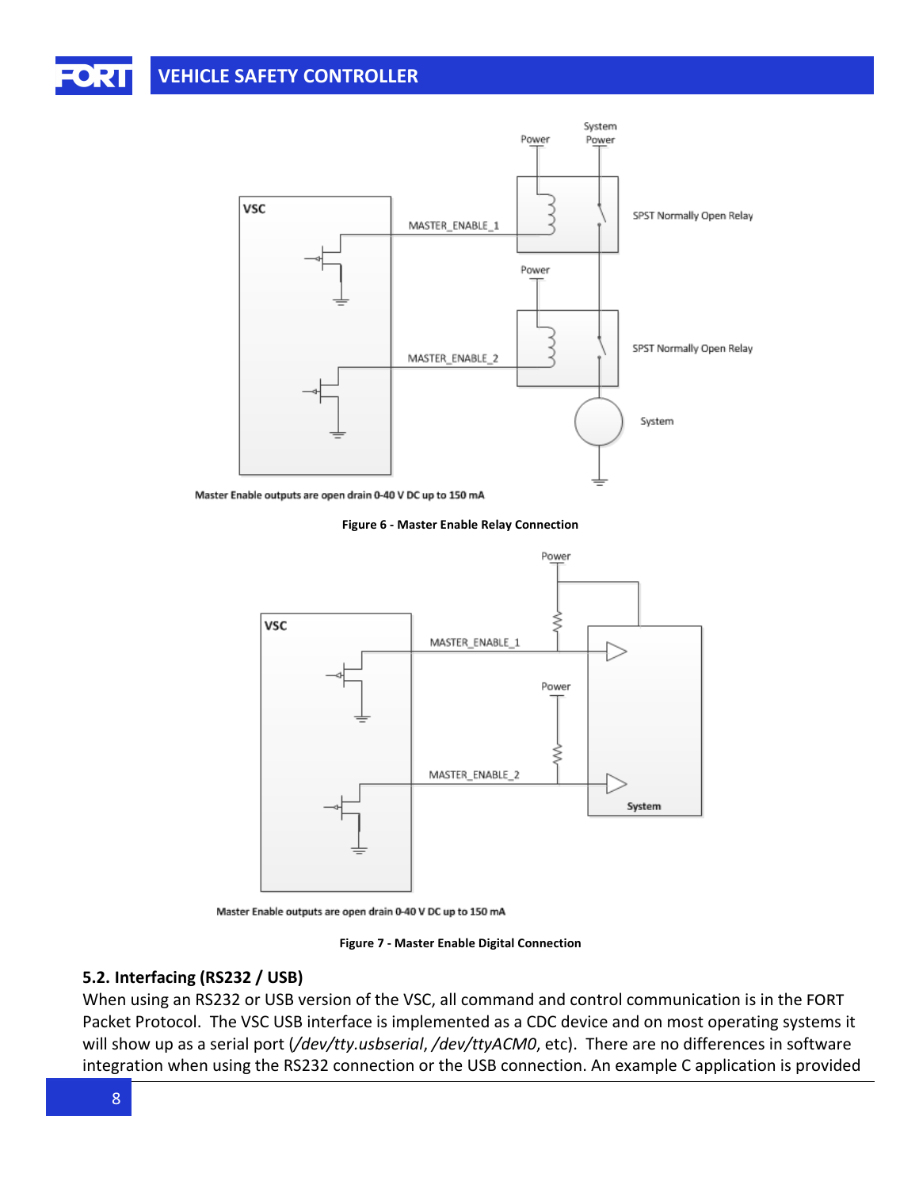Master Enable outputs are open drain 0-40 V DC up to 150 mA

**Figure 6 - Master Enable Relay Connection**

Master Enable outputs are open drain 0-40 V DC up to 150 mA

**Figure 7 - Master Enable Digital Connection**

### 5.2. Interfacing (RS232 / USB)

When using an RS232 or USB version of the VSC, all command and control communication is in the FORT Packet Protocol. The VSC USB interface is implemented as a CDC device and on most operating systems it will show up as a serial port (*/dev/tty.usbserial*, */dev/ttyACM0*, etc). There are no differences in software integration when using the RS232 connection or the USB connection. An example C application is provided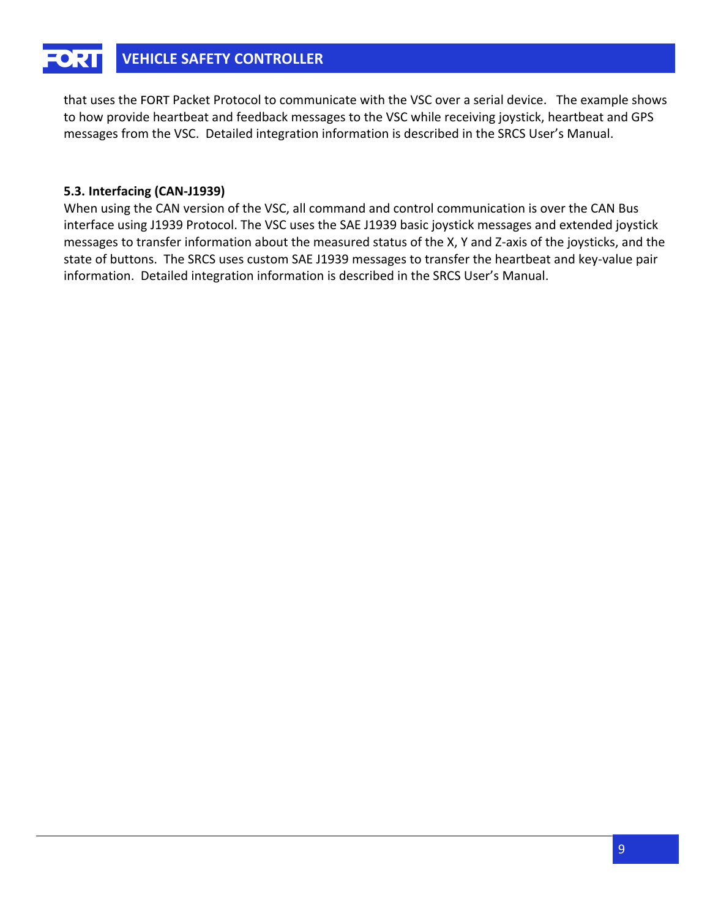that uses the FORT Packet Protocol to communicate with the VSC over a serial device. The example shows to how provide heartbeat and feedback messages to the VSC while receiving joystick, heartbeat and GPS messages from the VSC. Detailed integration information is described in the SRCS User's Manual.

### 5.3. Interfacing (CAN-J1939)

When using the CAN version of the VSC, all command and control communication is over the CAN Bus interface using J1939 Protocol. The VSC uses the SAE J1939 basic joystick messages and extended joystick messages to transfer information about the measured status of the X, Y and Z-axis of the joysticks, and the state of buttons. The SRCS uses custom SAE J1939 messages to transfer the heartbeat and key-value pair information. Detailed integration information is described in the SRCS User's Manual.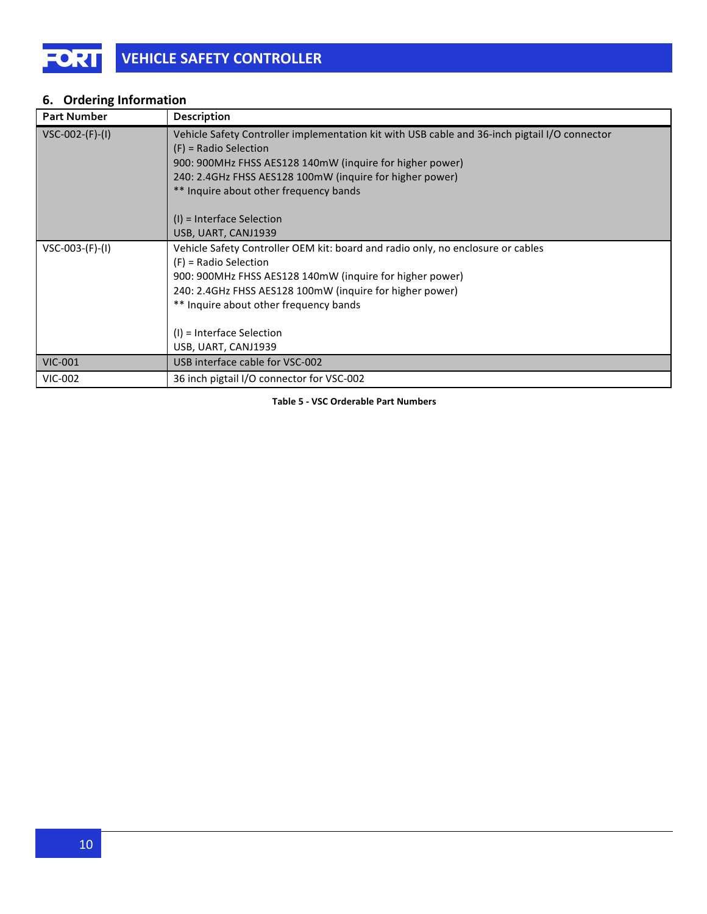## 6. Ordering Information

| Part Number | Description |
|---|---|
| VSC-002-(F)-(I) | Vehicle Safety Controller implementation kit with USB cable and 36-inch pigtail I/O connector<br>(F) = Radio Selection<br>900: 900MHz FHSS AES128 140mW (inquire for higher power)<br>240: 2.4GHz FHSS AES128 100mW (inquire for higher power)<br>** Inquire about other frequency bands<br><br>(I) = Interface Selection<br>USB, UART, CANJ1939 |
| VSC-003-(F)-(I) | Vehicle Safety Controller OEM kit: board and radio only, no enclosure or cables<br>(F) = Radio Selection<br>900: 900MHz FHSS AES128 140mW (inquire for higher power)<br>240: 2.4GHz FHSS AES128 100mW (inquire for higher power)<br>** Inquire about other frequency bands<br><br>(I) = Interface Selection<br>USB, UART, CANJ1939 |
| VIC-001 | USB interface cable for VSC-002 |
| VIC-002 | 36 inch pigtail I/O connector for VSC-002 |

**Table 5 - VSC Orderable Part Numbers**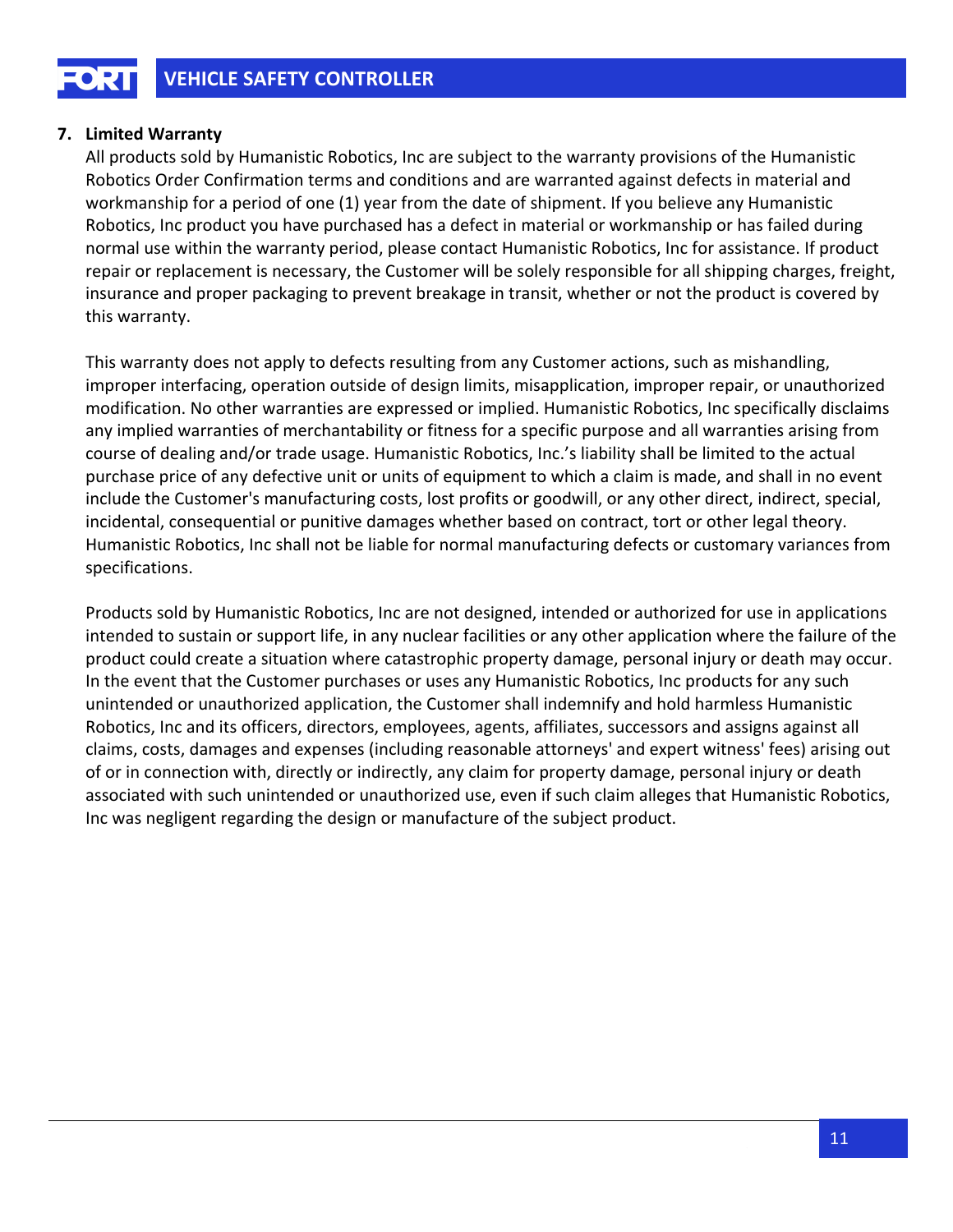## 7. Limited Warranty

All products sold by Humanistic Robotics, Inc are subject to the warranty provisions of the Humanistic Robotics Order Confirmation terms and conditions and are warranted against defects in material and workmanship for a period of one (1) year from the date of shipment. If you believe any Humanistic Robotics, Inc product you have purchased has a defect in material or workmanship or has failed during normal use within the warranty period, please contact Humanistic Robotics, Inc for assistance. If product repair or replacement is necessary, the Customer will be solely responsible for all shipping charges, freight, insurance and proper packaging to prevent breakage in transit, whether or not the product is covered by this warranty.

This warranty does not apply to defects resulting from any Customer actions, such as mishandling, improper interfacing, operation outside of design limits, misapplication, improper repair, or unauthorized modification. No other warranties are expressed or implied. Humanistic Robotics, Inc specifically disclaims any implied warranties of merchantability or fitness for a specific purpose and all warranties arising from course of dealing and/or trade usage. Humanistic Robotics, Inc.'s liability shall be limited to the actual purchase price of any defective unit or units of equipment to which a claim is made, and shall in no event include the Customer's manufacturing costs, lost profits or goodwill, or any other direct, indirect, special, incidental, consequential or punitive damages whether based on contract, tort or other legal theory. Humanistic Robotics, Inc shall not be liable for normal manufacturing defects or customary variances from specifications.

Products sold by Humanistic Robotics, Inc are not designed, intended or authorized for use in applications intended to sustain or support life, in any nuclear facilities or any other application where the failure of the product could create a situation where catastrophic property damage, personal injury or death may occur. In the event that the Customer purchases or uses any Humanistic Robotics, Inc products for any such unintended or unauthorized application, the Customer shall indemnify and hold harmless Humanistic Robotics, Inc and its officers, directors, employees, agents, affiliates, successors and assigns against all claims, costs, damages and expenses (including reasonable attorneys' and expert witness' fees) arising out of or in connection with, directly or indirectly, any claim for property damage, personal injury or death associated with such unintended or unauthorized use, even if such claim alleges that Humanistic Robotics, Inc was negligent regarding the design or manufacture of the subject product.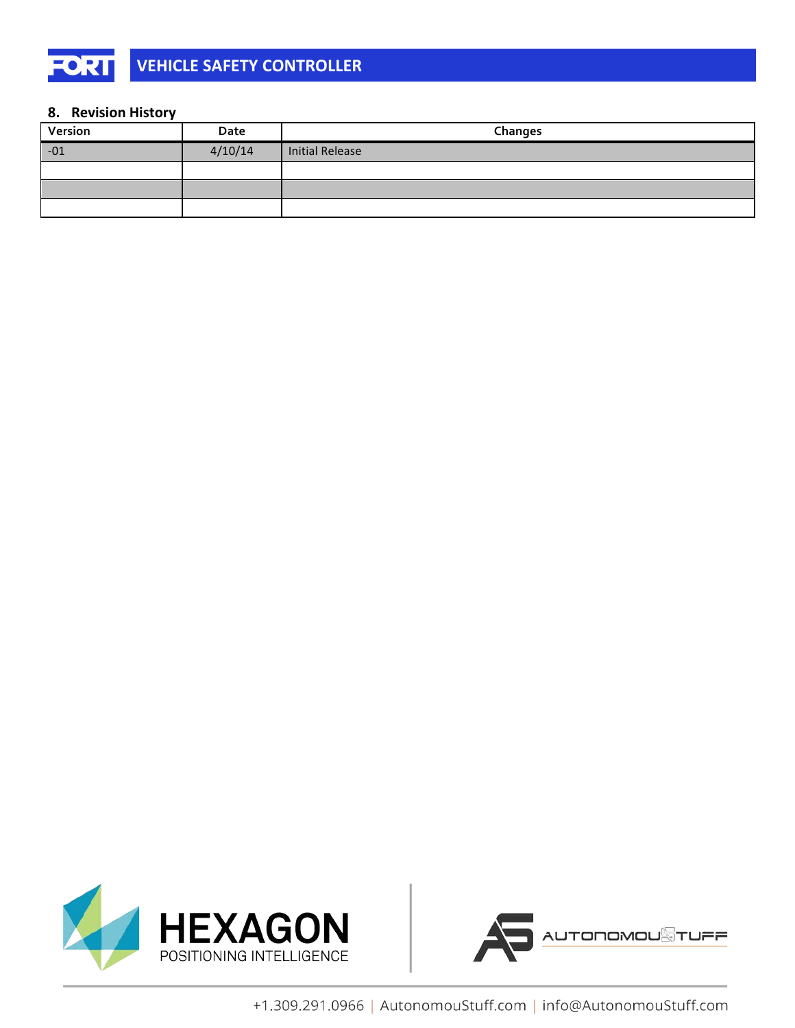## 8. Revision History

| Version | Date | Changes |
|---|---|---|
| -01 | 4/10/14 | Initial Release |
| | | |
| | | |
| | | |